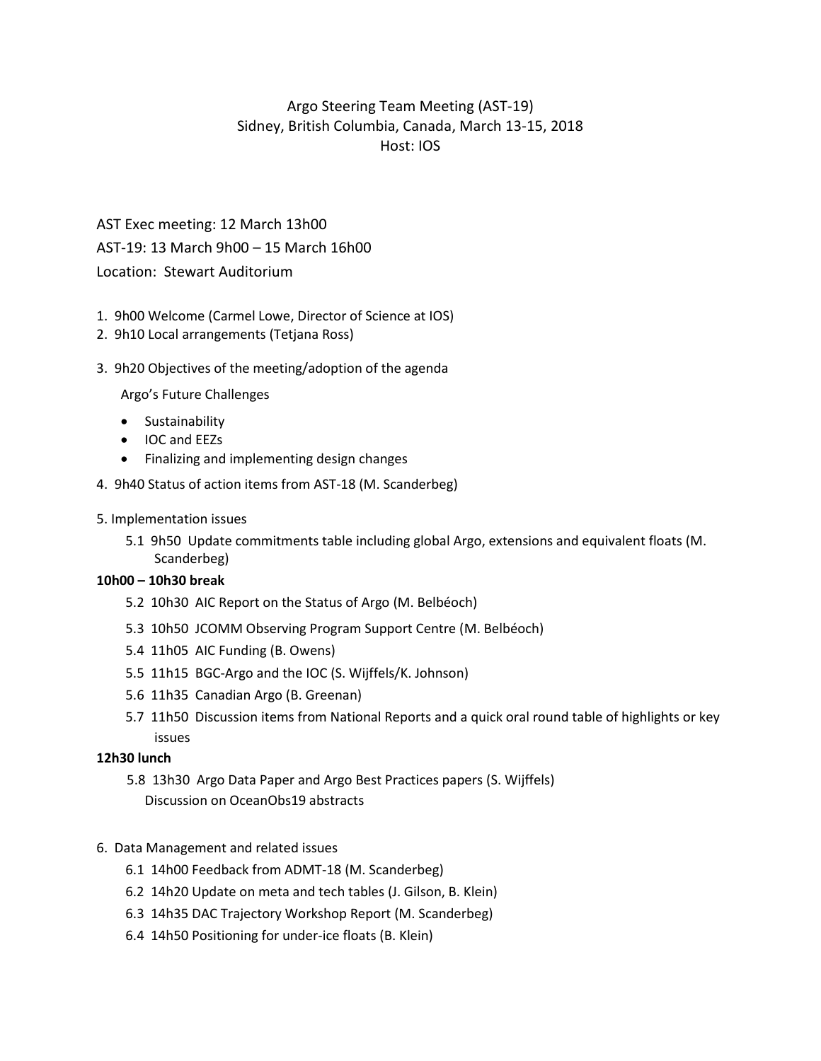# Argo Steering Team Meeting (AST-19)
## Sidney, British Columbia, Canada, March 13-15, 2018
## Host: IOS

AST Exec meeting: 12 March 13h00

AST-19: 13 March 9h00 – 15 March 16h00

Location: Stewart Auditorium

1. 9h00 Welcome (Carmel Lowe, Director of Science at IOS)
2. 9h10 Local arrangements (Tetjana Ross)
3. 9h20 Objectives of the meeting/adoption of the agenda

   Argo's Future Challenges

   - Sustainability
   - IOC and EEZs
   - Finalizing and implementing design changes

4. 9h40 Status of action items from AST-18 (M. Scanderbeg)

5. Implementation issues

   5.1 9h50 Update commitments table including global Argo, extensions and equivalent floats (M. Scanderbeg)

**10h00 – 10h30 break**

   5.2 10h30 AIC Report on the Status of Argo (M. Belbéoch)

   5.3 10h50 JCOMM Observing Program Support Centre (M. Belbéoch)

   5.4 11h05 AIC Funding (B. Owens)

   5.5 11h15 BGC-Argo and the IOC (S. Wijffels/K. Johnson)

   5.6 11h35 Canadian Argo (B. Greenan)

   5.7 11h50 Discussion items from National Reports and a quick oral round table of highlights or key issues

**12h30 lunch**

   5.8 13h30 Argo Data Paper and Argo Best Practices papers (S. Wijffels)
   Discussion on OceanObs19 abstracts

6. Data Management and related issues

   6.1 14h00 Feedback from ADMT-18 (M. Scanderberg)

   6.2 14h20 Update on meta and tech tables (J. Gilson, B. Klein)

   6.3 14h35 DAC Trajectory Workshop Report (M. Scanderbeg)

   6.4 14h50 Positioning for under-ice floats (B. Klein)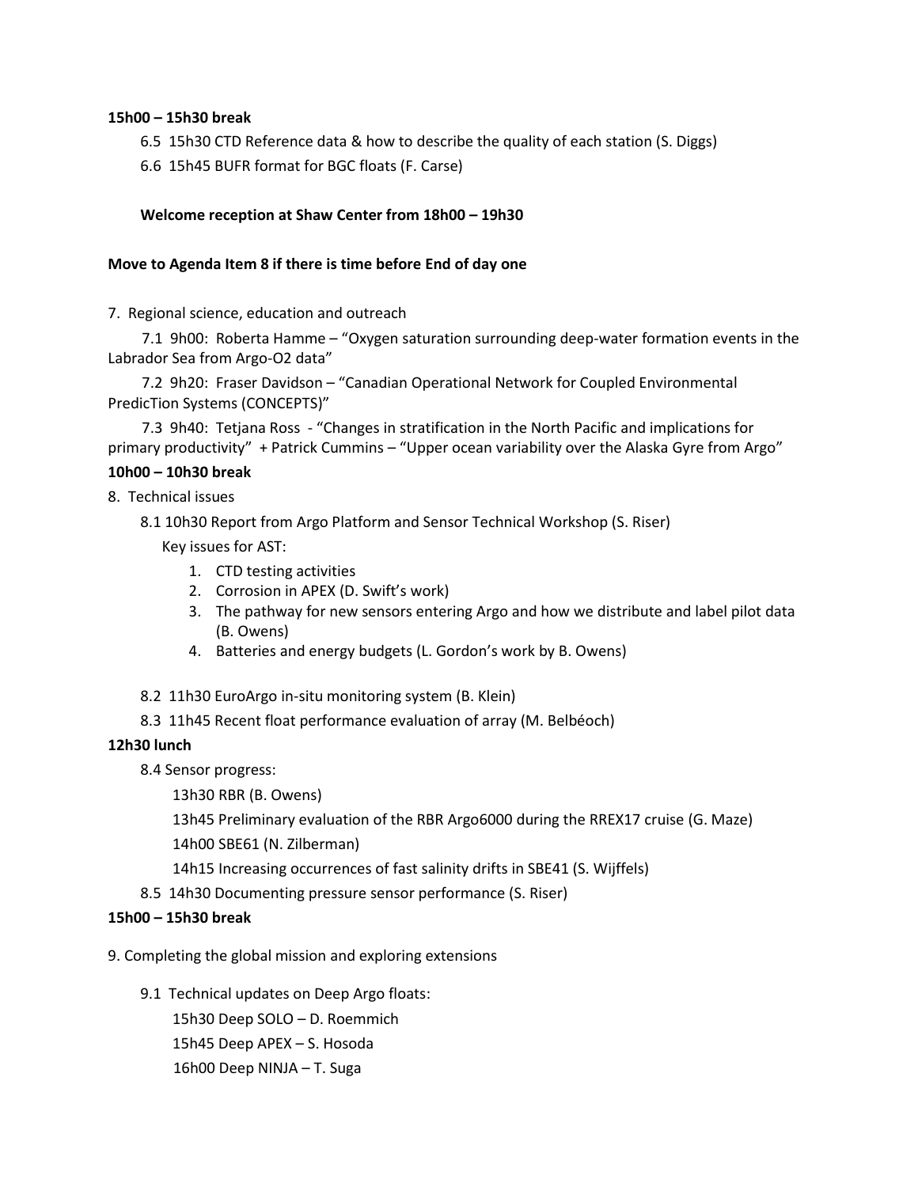**15h00 – 15h30 break**

6.5 15h30 CTD Reference data & how to describe the quality of each station (S. Diggs)

6.6 15h45 BUFR format for BGC floats (F. Carse)

**Welcome reception at Shaw Center from 18h00 – 19h30**

**Move to Agenda Item 8 if there is time before End of day one**

7. Regional science, education and outreach

7.1 9h00: Roberta Hamme – "Oxygen saturation surrounding deep-water formation events in the Labrador Sea from Argo-O2 data"

7.2 9h20: Fraser Davidson – "Canadian Operational Network for Coupled Environmental PredicTion Systems (CONCEPTS)"

7.3 9h40: Tetjana Ross - "Changes in stratification in the North Pacific and implications for primary productivity" + Patrick Cummins – "Upper ocean variability over the Alaska Gyre from Argo"

**10h00 – 10h30 break**

8. Technical issues

8.1 10h30 Report from Argo Platform and Sensor Technical Workshop (S. Riser)

Key issues for AST:

1. CTD testing activities
2. Corrosion in APEX (D. Swift's work)
3. The pathway for new sensors entering Argo and how we distribute and label pilot data (B. Owens)
4. Batteries and energy budgets (L. Gordon's work by B. Owens)

8.2 11h30 EuroArgo in-situ monitoring system (B. Klein)

8.3 11h45 Recent float performance evaluation of array (M. Belbéoch)

**12h30 lunch**

8.4 Sensor progress:

13h30 RBR (B. Owens)

13h45 Preliminary evaluation of the RBR Argo6000 during the RREX17 cruise (G. Maze)

14h00 SBE61 (N. Zilberman)

14h15 Increasing occurrences of fast salinity drifts in SBE41 (S. Wijffels)

8.5 14h30 Documenting pressure sensor performance (S. Riser)

**15h00 – 15h30 break**

9. Completing the global mission and exploring extensions

9.1 Technical updates on Deep Argo floats:

15h30 Deep SOLO – D. Roemmich

15h45 Deep APEX – S. Hosoda

16h00 Deep NINJA – T. Suga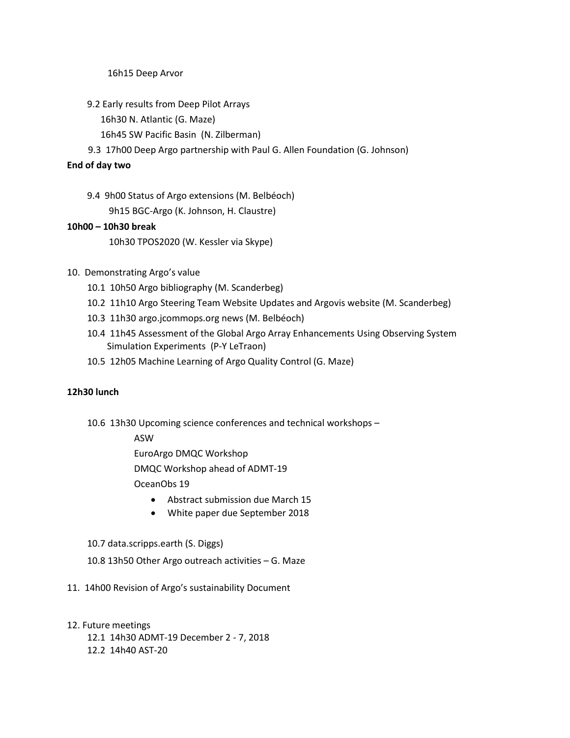16h15 Deep Arvor

9.2 Early results from Deep Pilot Arrays

16h30 N. Atlantic (G. Maze)

16h45 SW Pacific Basin (N. Zilberman)

9.3 17h00 Deep Argo partnership with Paul G. Allen Foundation (G. Johnson)

**End of day two**

9.4 9h00 Status of Argo extensions (M. Belbéoch)

9h15 BGC-Argo (K. Johnson, H. Claustre)

**10h00 – 10h30 break**

10h30 TPOS2020 (W. Kessler via Skype)

10. Demonstrating Argo's value

10.1 10h50 Argo bibliography (M. Scanderbeg)

10.2 11h10 Argo Steering Team Website Updates and Argovis website (M. Scanderbeg)

10.3 11h30 argo.jcommops.org news (M. Belbéoch)

10.4 11h45 Assessment of the Global Argo Array Enhancements Using Observing System Simulation Experiments (P-Y LeTraon)

10.5 12h05 Machine Learning of Argo Quality Control (G. Maze)

**12h30 lunch**

10.6 13h30 Upcoming science conferences and technical workshops –

ASW

EuroArgo DMQC Workshop

DMQC Workshop ahead of ADMT-19

OceanObs 19

- Abstract submission due March 15
- White paper due September 2018

10.7 data.scripps.earth (S. Diggs)

10.8 13h50 Other Argo outreach activities – G. Maze

11. 14h00 Revision of Argo's sustainability Document

12. Future meetings

12.1 14h30 ADMT-19 December 2 - 7, 2018

12.2 14h40 AST-20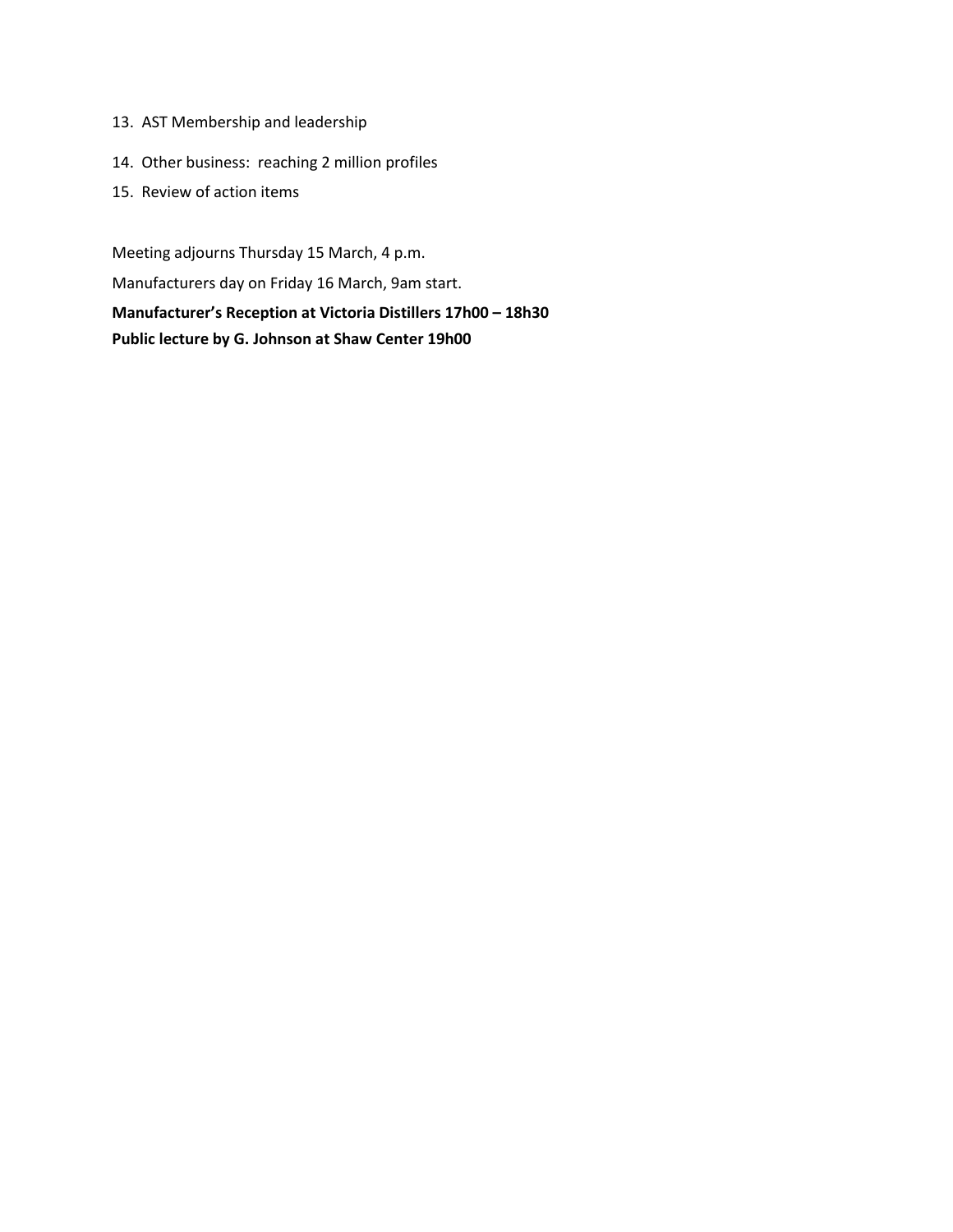13. AST Membership and leadership
14. Other business: reaching 2 million profiles
15. Review of action items

Meeting adjourns Thursday 15 March, 4 p.m.

Manufacturers day on Friday 16 March, 9am start.

**Manufacturer's Reception at Victoria Distillers 17h00 – 18h30**

**Public lecture by G. Johnson at Shaw Center 19h00**